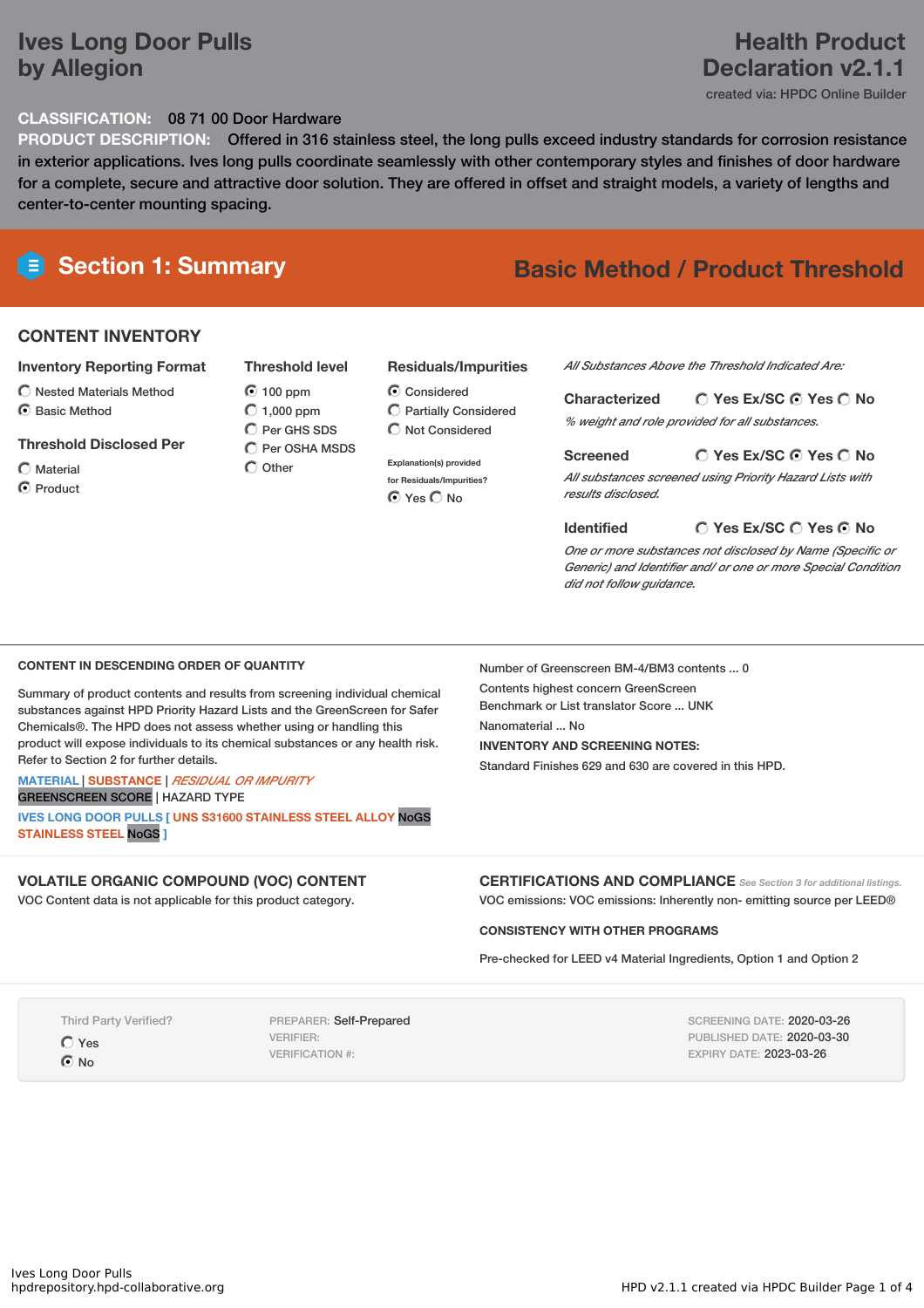# Ives Long Door Pulls by Allegion

## Health Product Declaration v2.1.1

created via: HPDC Online Builder

**CLASSIFICATION:** 08 71 00 Door Hardware

**PRODUCT DESCRIPTION:** Offered in 316 stainless steel, the long pulls exceed industry standards for corrosion resistance in exterior applications. Ives long pulls coordinate seamlessly with other contemporary styles and finishes of door hardware for a complete, secure and attractive door solution. They are offered in offset and straight models, a variety of lengths and center-to-center mounting spacing.

## Section 1: Summary

**Basic Method / Product Threshold**

### CONTENT INVENTORY

**Inventory Reporting Format**
- ○ Nested Materials Method
- ◉ Basic Method

**Threshold Disclosed Per**
- ○ Material
- ◉ Product

**Threshold level**
- ◉ 100 ppm
- ○ 1,000 ppm
- ○ Per GHS SDS
- ○ Per OSHA MSDS
- ○ Other

**Residuals/Impurities**
- ◉ Considered
- ○ Partially Considered
- ○ Not Considered

Explanation(s) provided for Residuals/Impurities?
◉ Yes ○ No

*All Substances Above the Threshold Indicated Are:*

**Characterized** ○ Yes Ex/SC ◉ Yes ○ No
*% weight and role provided for all substances.*

**Screened** ○ Yes Ex/SC ◉ Yes ○ No
*All substances screened using Priority Hazard Lists with results disclosed.*

**Identified** ○ Yes Ex/SC ○ Yes ◉ No
*One or more substances not disclosed by Name (Specific or Generic) and Identifier and/ or one or more Special Condition did not follow guidance.*

### CONTENT IN DESCENDING ORDER OF QUANTITY

Summary of product contents and results from screening individual chemical substances against HPD Priority Hazard Lists and the GreenScreen for Safer Chemicals®. The HPD does not assess whether using or handling this product will expose individuals to its chemical substances or any health risk. Refer to Section 2 for further details.

MATERIAL | SUBSTANCE | *RESIDUAL OR IMPURITY*
GREENSCREEN SCORE | HAZARD TYPE

IVES LONG DOOR PULLS [ UNS S31600 STAINLESS STEEL ALLOY NoGS STAINLESS STEEL NoGS ]

Number of Greenscreen BM-4/BM3 contents ... 0

Contents highest concern GreenScreen Benchmark or List translator Score ... UNK

Nanomaterial ... No

**INVENTORY AND SCREENING NOTES:**

Standard Finishes 629 and 630 are covered in this HPD.

### VOLATILE ORGANIC COMPOUND (VOC) CONTENT

VOC Content data is not applicable for this product category.

### CERTIFICATIONS AND COMPLIANCE

*See Section 3 for additional listings.*

VOC emissions: VOC emissions: Inherently non- emitting source per LEED®

**CONSISTENCY WITH OTHER PROGRAMS**

Pre-checked for LEED v4 Material Ingredients, Option 1 and Option 2

Third Party Verified?
- ○ Yes
- ◉ No

PREPARER: Self-Prepared
VERIFIER:
VERIFICATION #:

SCREENING DATE: 2020-03-26
PUBLISHED DATE: 2020-03-30
EXPIRY DATE: 2023-03-26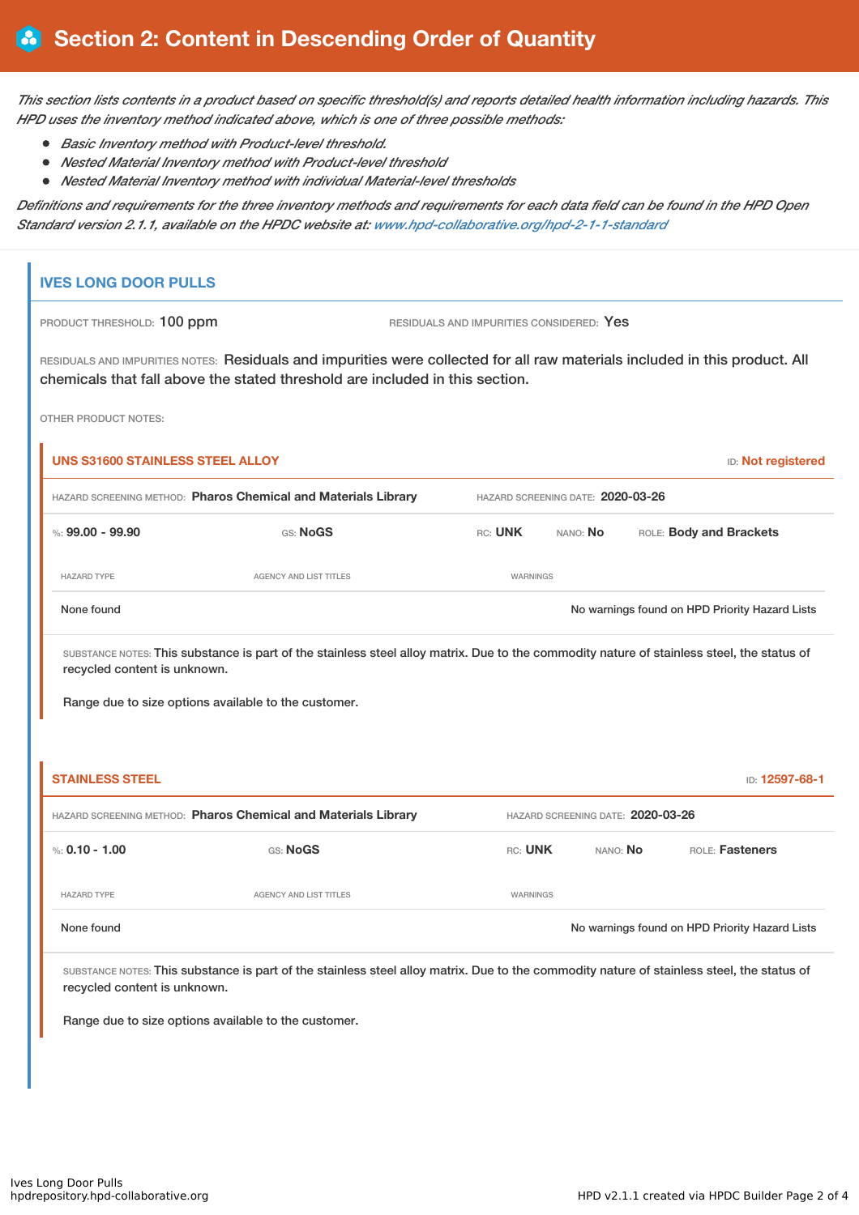# Section 2: Content in Descending Order of Quantity

*This section lists contents in a product based on specific threshold(s) and reports detailed health information including hazards. This HPD uses the inventory method indicated above, which is one of three possible methods:*

- *Basic Inventory method with Product-level threshold.*
- *Nested Material Inventory method with Product-level threshold*
- *Nested Material Inventory method with individual Material-level thresholds*

*Definitions and requirements for the three inventory methods and requirements for each data field can be found in the HPD Open Standard version 2.1.1, available on the HPDC website at: www.hpd-collaborative.org/hpd-2-1-1-standard*

## IVES LONG DOOR PULLS

PRODUCT THRESHOLD: 100 ppm

RESIDUALS AND IMPURITIES CONSIDERED: Yes

RESIDUALS AND IMPURITIES NOTES: Residuals and impurities were collected for all raw materials included in this product. All chemicals that fall above the stated threshold are included in this section.

OTHER PRODUCT NOTES:

### UNS S31600 STAINLESS STEEL ALLOY

ID: **Not registered**

HAZARD SCREENING METHOD: **Pharos Chemical and Materials Library**

HAZARD SCREENING DATE: **2020-03-26**

%: **99.00 - 99.90** | GS: **NoGS** | RC: **UNK** | NANO: **No** | ROLE: **Body and Brackets**

| HAZARD TYPE | AGENCY AND LIST TITLES | WARNINGS |
|---|---|---|
| None found | | No warnings found on HPD Priority Hazard Lists |

SUBSTANCE NOTES: This substance is part of the stainless steel alloy matrix. Due to the commodity nature of stainless steel, the status of recycled content is unknown.

Range due to size options available to the customer.

### STAINLESS STEEL

ID: **12597-68-1**

HAZARD SCREENING METHOD: **Pharos Chemical and Materials Library**

HAZARD SCREENING DATE: **2020-03-26**

%: **0.10 - 1.00** | GS: **NoGS** | RC: **UNK** | NANO: **No** | ROLE: **Fasteners**

| HAZARD TYPE | AGENCY AND LIST TITLES | WARNINGS |
|---|---|---|
| None found | | No warnings found on HPD Priority Hazard Lists |

SUBSTANCE NOTES: This substance is part of the stainless steel alloy matrix. Due to the commodity nature of stainless steel, the status of recycled content is unknown.

Range due to size options available to the customer.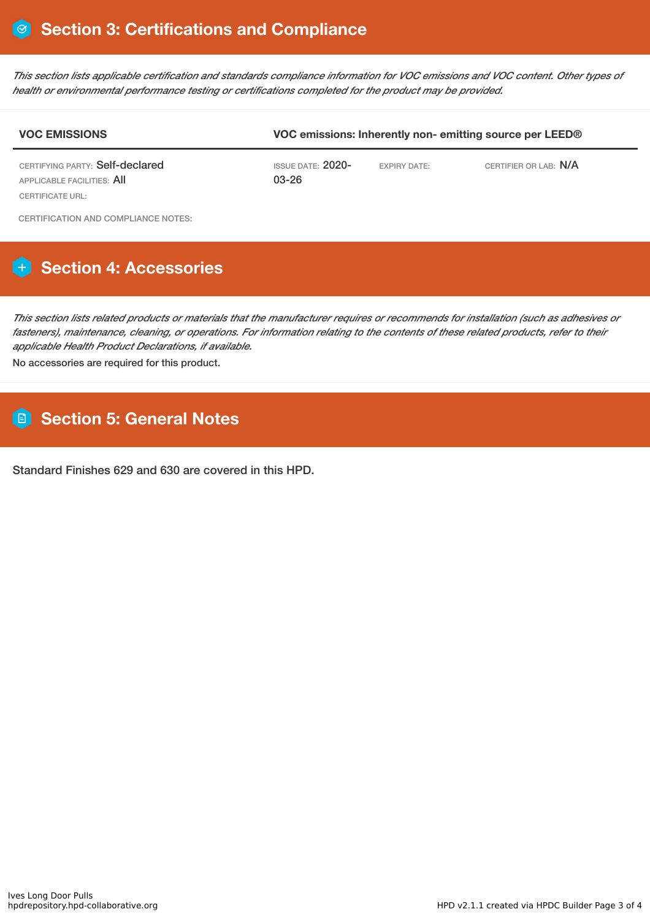## Section 3: Certifications and Compliance

*This section lists applicable certification and standards compliance information for VOC emissions and VOC content. Other types of health or environmental performance testing or certifications completed for the product may be provided.*

| VOC EMISSIONS | VOC emissions: Inherently non- emitting source per LEED® | | |
|---|---|---|---|
| CERTIFYING PARTY: Self-declared<br>APPLICABLE FACILITIES: All<br>CERTIFICATE URL: | ISSUE DATE: 2020-03-26 | EXPIRY DATE: | CERTIFIER OR LAB: N/A |

CERTIFICATION AND COMPLIANCE NOTES:

## Section 4: Accessories

*This section lists related products or materials that the manufacturer requires or recommends for installation (such as adhesives or fasteners), maintenance, cleaning, or operations. For information relating to the contents of these related products, refer to their applicable Health Product Declarations, if available.*

No accessories are required for this product.

## Section 5: General Notes

Standard Finishes 629 and 630 are covered in this HPD.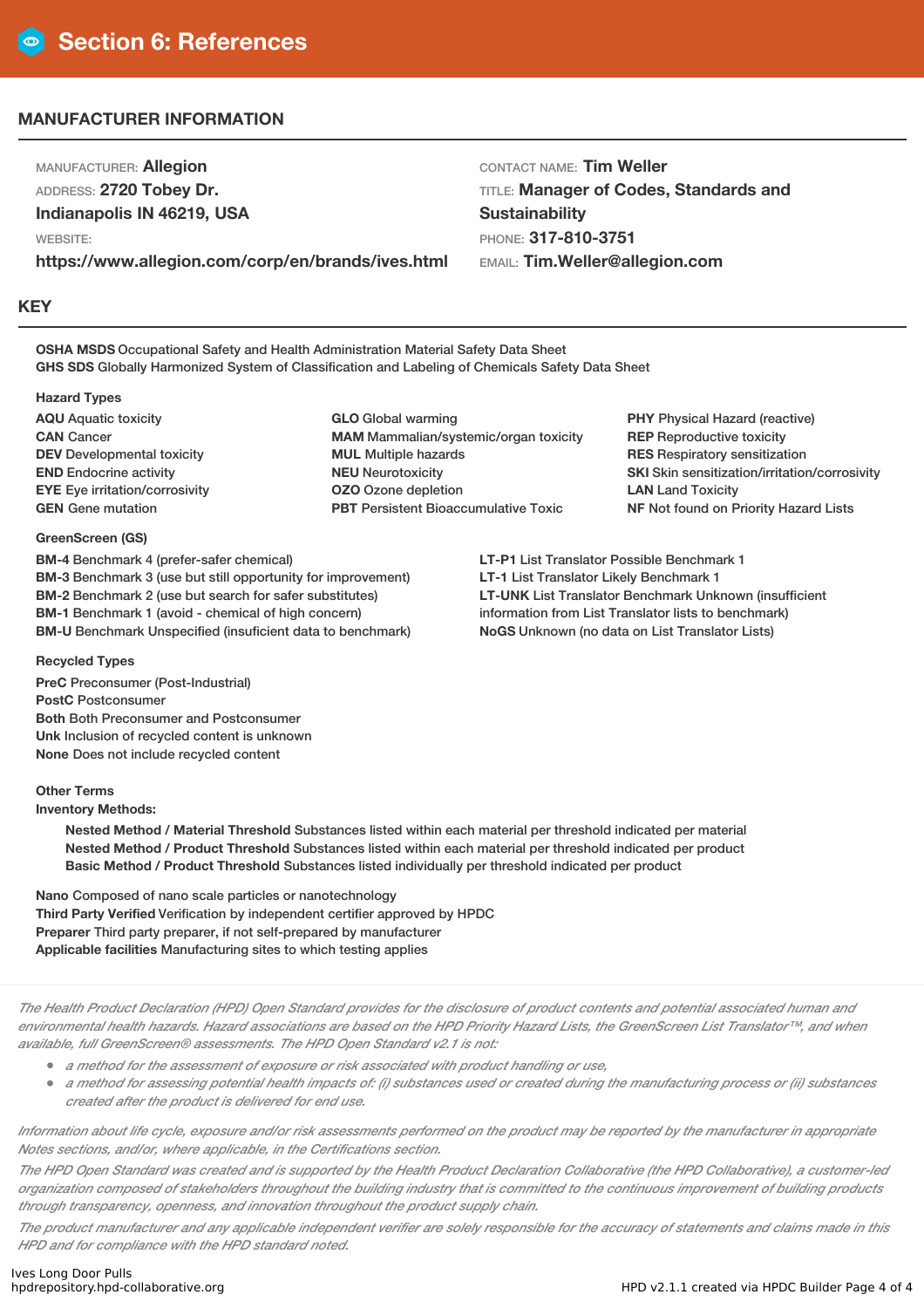# Section 6: References

## MANUFACTURER INFORMATION

MANUFACTURER: **Allegion**
ADDRESS: **2720 Tobey Dr.**
**Indianapolis IN 46219, USA**
WEBSITE:
**https://www.allegion.com/corp/en/brands/ives.html**

CONTACT NAME: **Tim Weller**
TITLE: **Manager of Codes, Standards and Sustainability**
PHONE: **317-810-3751**
EMAIL: **Tim.Weller@allegion.com**

## KEY

**OSHA MSDS** Occupational Safety and Health Administration Material Safety Data Sheet
**GHS SDS** Globally Harmonized System of Classification and Labeling of Chemicals Safety Data Sheet

**Hazard Types**

**AQU** Aquatic toxicity
**CAN** Cancer
**DEV** Developmental toxicity
**END** Endocrine activity
**EYE** Eye irritation/corrosivity
**GEN** Gene mutation
**GLO** Global warming
**MAM** Mammalian/systemic/organ toxicity
**MUL** Multiple hazards
**NEU** Neurotoxicity
**OZO** Ozone depletion
**PBT** Persistent Bioaccumulative Toxic
**PHY** Physical Hazard (reactive)
**REP** Reproductive toxicity
**RES** Respiratory sensitization
**SKI** Skin sensitization/irritation/corrosivity
**LAN** Land Toxicity
**NF** Not found on Priority Hazard Lists

**GreenScreen (GS)**

**BM-4** Benchmark 4 (prefer-safer chemical)
**BM-3** Benchmark 3 (use but still opportunity for improvement)
**BM-2** Benchmark 2 (use but search for safer substitutes)
**BM-1** Benchmark 1 (avoid - chemical of high concern)
**BM-U** Benchmark Unspecified (insuficient data to benchmark)
**LT-P1** List Translator Possible Benchmark 1
**LT-1** List Translator Likely Benchmark 1
**LT-UNK** List Translator Benchmark Unknown (insufficient information from List Translator lists to benchmark)
**NoGS** Unknown (no data on List Translator Lists)

**Recycled Types**

**PreC** Preconsumer (Post-Industrial)
**PostC** Postconsumer
**Both** Both Preconsumer and Postconsumer
**Unk** Inclusion of recycled content is unknown
**None** Does not include recycled content

**Other Terms**
**Inventory Methods:**

**Nested Method / Material Threshold** Substances listed within each material per threshold indicated per material
**Nested Method / Product Threshold** Substances listed within each material per threshold indicated per product
**Basic Method / Product Threshold** Substances listed individually per threshold indicated per product

**Nano** Composed of nano scale particles or nanotechnology
**Third Party Verified** Verification by independent certifier approved by HPDC
**Preparer** Third party preparer, if not self-prepared by manufacturer
**Applicable facilities** Manufacturing sites to which testing applies

*The Health Product Declaration (HPD) Open Standard provides for the disclosure of product contents and potential associated human and environmental health hazards. Hazard associations are based on the HPD Priority Hazard Lists, the GreenScreen List Translator™, and when available, full GreenScreen® assessments. The HPD Open Standard v2.1 is not:*

- *a method for the assessment of exposure or risk associated with product handling or use,*
- *a method for assessing potential health impacts of: (i) substances used or created during the manufacturing process or (ii) substances created after the product is delivered for end use.*

*Information about life cycle, exposure and/or risk assessments performed on the product may be reported by the manufacturer in appropriate Notes sections, and/or, where applicable, in the Certifications section.*

*The HPD Open Standard was created and is supported by the Health Product Declaration Collaborative (the HPD Collaborative), a customer-led organization composed of stakeholders throughout the building industry that is committed to the continuous improvement of building products through transparency, openness, and innovation throughout the product supply chain.*

*The product manufacturer and any applicable independent verifier are solely responsible for the accuracy of statements and claims made in this HPD and for compliance with the HPD standard noted.*